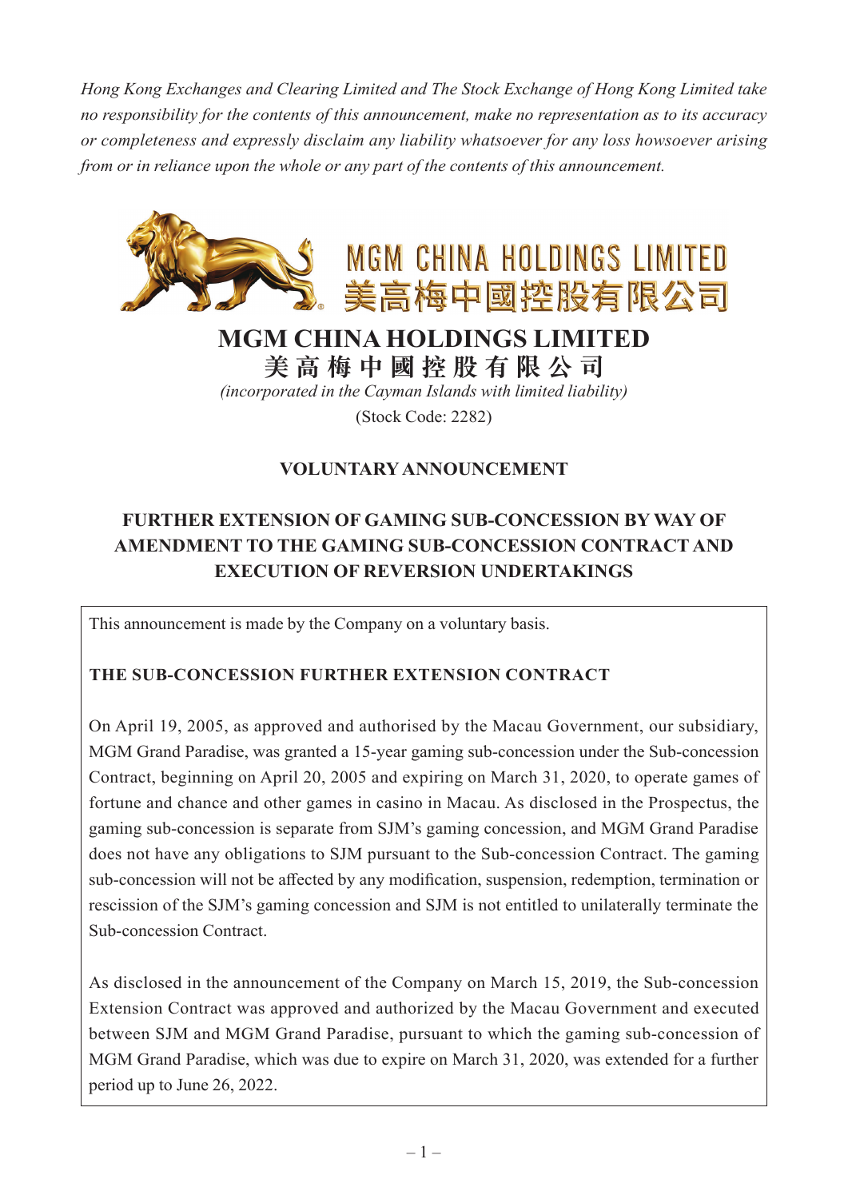*Hong Kong Exchanges and Clearing Limited and The Stock Exchange of Hong Kong Limited take no responsibility for the contents of this announcement, make no representation as to its accuracy or completeness and expressly disclaim any liability whatsoever for any loss howsoever arising from or in reliance upon the whole or any part of the contents of this announcement.*

MGM CHINA HOLDINGS LIMITED
美高梅中國控股有限公司

# MGM CHINA HOLDINGS LIMITED
## 美高梅中國控股有限公司

*(incorporated in the Cayman Islands with limited liability)*

(Stock Code: 2282)

## VOLUNTARY ANNOUNCEMENT

## FURTHER EXTENSION OF GAMING SUB-CONCESSION BY WAY OF AMENDMENT TO THE GAMING SUB-CONCESSION CONTRACT AND EXECUTION OF REVERSION UNDERTAKINGS

This announcement is made by the Company on a voluntary basis.

**THE SUB-CONCESSION FURTHER EXTENSION CONTRACT**

On April 19, 2005, as approved and authorised by the Macau Government, our subsidiary, MGM Grand Paradise, was granted a 15-year gaming sub-concession under the Sub-concession Contract, beginning on April 20, 2005 and expiring on March 31, 2020, to operate games of fortune and chance and other games in casino in Macau. As disclosed in the Prospectus, the gaming sub-concession is separate from SJM's gaming concession, and MGM Grand Paradise does not have any obligations to SJM pursuant to the Sub-concession Contract. The gaming sub-concession will not be affected by any modification, suspension, redemption, termination or rescission of the SJM's gaming concession and SJM is not entitled to unilaterally terminate the Sub-concession Contract.

As disclosed in the announcement of the Company on March 15, 2019, the Sub-concession Extension Contract was approved and authorized by the Macau Government and executed between SJM and MGM Grand Paradise, pursuant to which the gaming sub-concession of MGM Grand Paradise, which was due to expire on March 31, 2020, was extended for a further period up to June 26, 2022.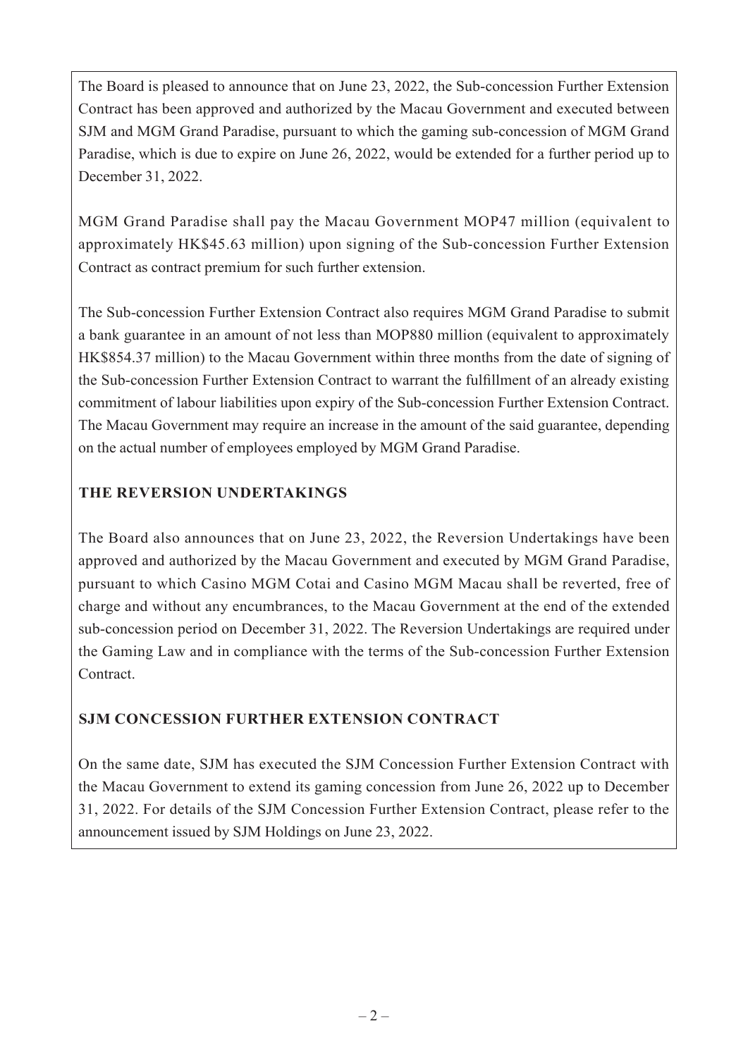The Board is pleased to announce that on June 23, 2022, the Sub-concession Further Extension Contract has been approved and authorized by the Macau Government and executed between SJM and MGM Grand Paradise, pursuant to which the gaming sub-concession of MGM Grand Paradise, which is due to expire on June 26, 2022, would be extended for a further period up to December 31, 2022.

MGM Grand Paradise shall pay the Macau Government MOP47 million (equivalent to approximately HK$45.63 million) upon signing of the Sub-concession Further Extension Contract as contract premium for such further extension.

The Sub-concession Further Extension Contract also requires MGM Grand Paradise to submit a bank guarantee in an amount of not less than MOP880 million (equivalent to approximately HK$854.37 million) to the Macau Government within three months from the date of signing of the Sub-concession Further Extension Contract to warrant the fulfillment of an already existing commitment of labour liabilities upon expiry of the Sub-concession Further Extension Contract. The Macau Government may require an increase in the amount of the said guarantee, depending on the actual number of employees employed by MGM Grand Paradise.

## THE REVERSION UNDERTAKINGS

The Board also announces that on June 23, 2022, the Reversion Undertakings have been approved and authorized by the Macau Government and executed by MGM Grand Paradise, pursuant to which Casino MGM Cotai and Casino MGM Macau shall be reverted, free of charge and without any encumbrances, to the Macau Government at the end of the extended sub-concession period on December 31, 2022. The Reversion Undertakings are required under the Gaming Law and in compliance with the terms of the Sub-concession Further Extension Contract.

## SJM CONCESSION FURTHER EXTENSION CONTRACT

On the same date, SJM has executed the SJM Concession Further Extension Contract with the Macau Government to extend its gaming concession from June 26, 2022 up to December 31, 2022. For details of the SJM Concession Further Extension Contract, please refer to the announcement issued by SJM Holdings on June 23, 2022.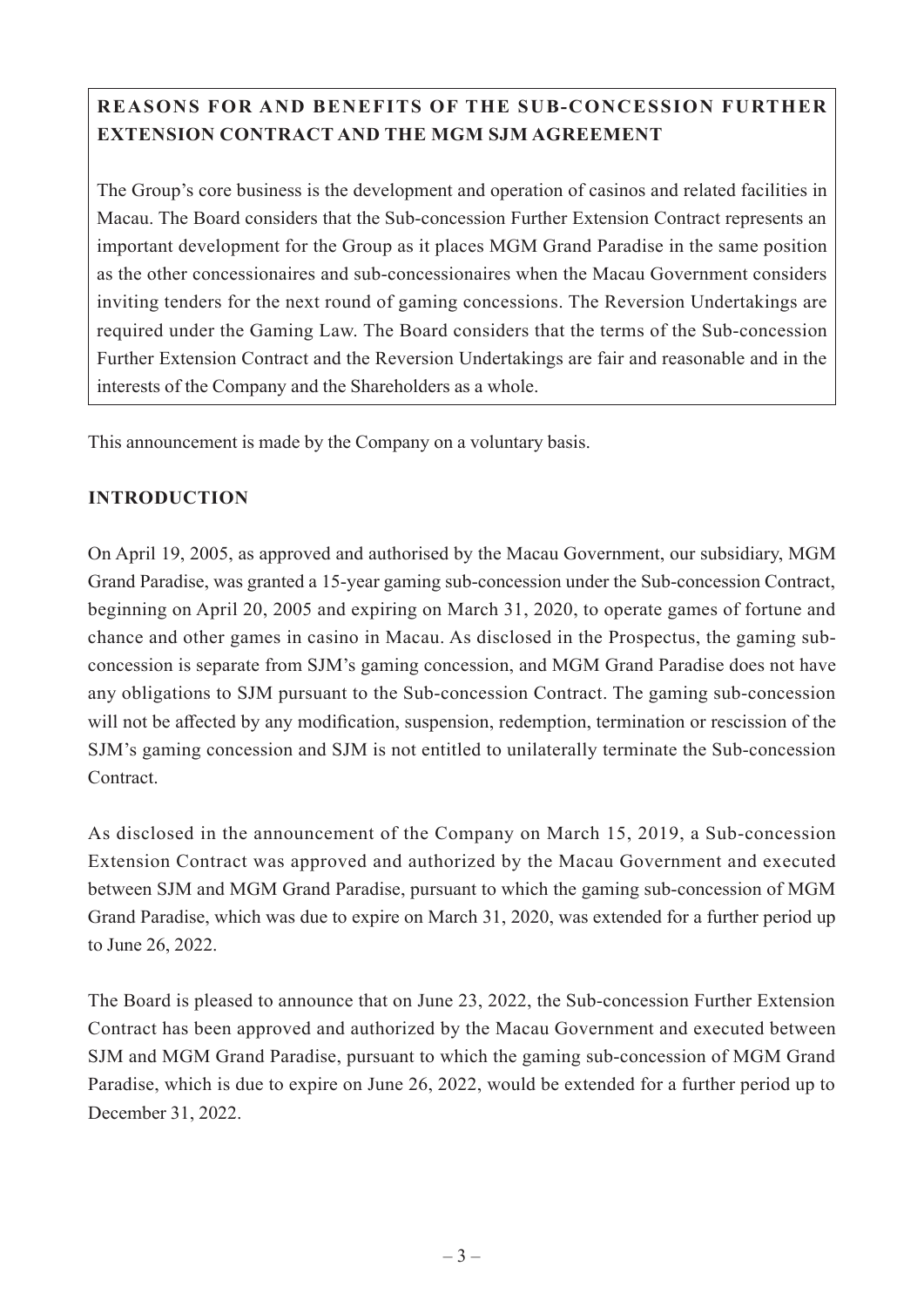**REASONS FOR AND BENEFITS OF THE SUB-CONCESSION FURTHER EXTENSION CONTRACT AND THE MGM SJM AGREEMENT**

The Group's core business is the development and operation of casinos and related facilities in Macau. The Board considers that the Sub-concession Further Extension Contract represents an important development for the Group as it places MGM Grand Paradise in the same position as the other concessionaires and sub-concessionaires when the Macau Government considers inviting tenders for the next round of gaming concessions. The Reversion Undertakings are required under the Gaming Law. The Board considers that the terms of the Sub-concession Further Extension Contract and the Reversion Undertakings are fair and reasonable and in the interests of the Company and the Shareholders as a whole.

This announcement is made by the Company on a voluntary basis.

## INTRODUCTION

On April 19, 2005, as approved and authorised by the Macau Government, our subsidiary, MGM Grand Paradise, was granted a 15-year gaming sub-concession under the Sub-concession Contract, beginning on April 20, 2005 and expiring on March 31, 2020, to operate games of fortune and chance and other games in casino in Macau. As disclosed in the Prospectus, the gaming sub-concession is separate from SJM's gaming concession, and MGM Grand Paradise does not have any obligations to SJM pursuant to the Sub-concession Contract. The gaming sub-concession will not be affected by any modification, suspension, redemption, termination or rescission of the SJM's gaming concession and SJM is not entitled to unilaterally terminate the Sub-concession Contract.

As disclosed in the announcement of the Company on March 15, 2019, a Sub-concession Extension Contract was approved and authorized by the Macau Government and executed between SJM and MGM Grand Paradise, pursuant to which the gaming sub-concession of MGM Grand Paradise, which was due to expire on March 31, 2020, was extended for a further period up to June 26, 2022.

The Board is pleased to announce that on June 23, 2022, the Sub-concession Further Extension Contract has been approved and authorized by the Macau Government and executed between SJM and MGM Grand Paradise, pursuant to which the gaming sub-concession of MGM Grand Paradise, which is due to expire on June 26, 2022, would be extended for a further period up to December 31, 2022.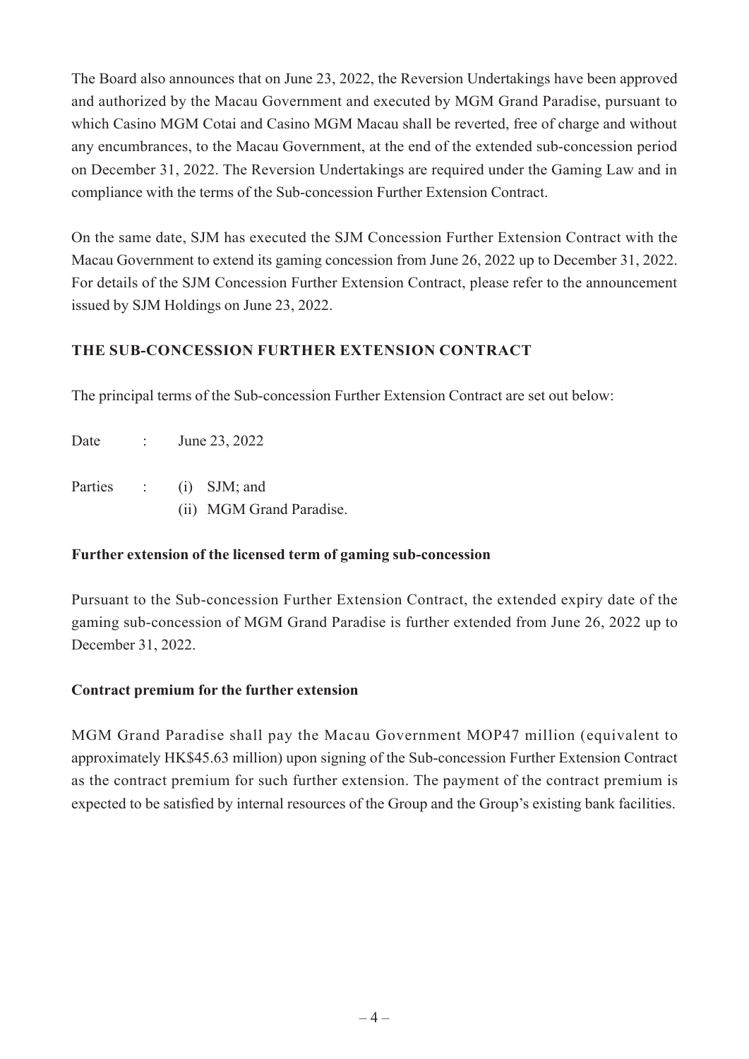The Board also announces that on June 23, 2022, the Reversion Undertakings have been approved and authorized by the Macau Government and executed by MGM Grand Paradise, pursuant to which Casino MGM Cotai and Casino MGM Macau shall be reverted, free of charge and without any encumbrances, to the Macau Government, at the end of the extended sub-concession period on December 31, 2022. The Reversion Undertakings are required under the Gaming Law and in compliance with the terms of the Sub-concession Further Extension Contract.

On the same date, SJM has executed the SJM Concession Further Extension Contract with the Macau Government to extend its gaming concession from June 26, 2022 up to December 31, 2022. For details of the SJM Concession Further Extension Contract, please refer to the announcement issued by SJM Holdings on June 23, 2022.

## THE SUB-CONCESSION FURTHER EXTENSION CONTRACT

The principal terms of the Sub-concession Further Extension Contract are set out below:

Date : June 23, 2022

Parties : (i) SJM; and
(ii) MGM Grand Paradise.

### Further extension of the licensed term of gaming sub-concession

Pursuant to the Sub-concession Further Extension Contract, the extended expiry date of the gaming sub-concession of MGM Grand Paradise is further extended from June 26, 2022 up to December 31, 2022.

### Contract premium for the further extension

MGM Grand Paradise shall pay the Macau Government MOP47 million (equivalent to approximately HK$45.63 million) upon signing of the Sub-concession Further Extension Contract as the contract premium for such further extension. The payment of the contract premium is expected to be satisfied by internal resources of the Group and the Group's existing bank facilities.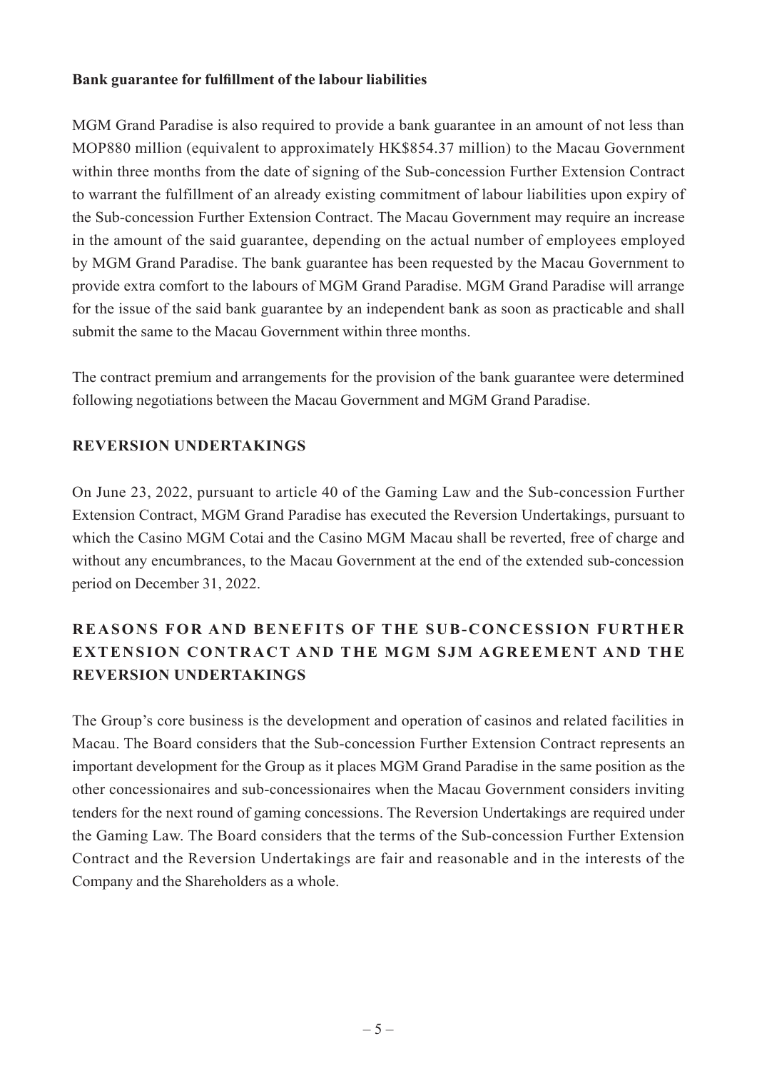**Bank guarantee for fulfillment of the labour liabilities**

MGM Grand Paradise is also required to provide a bank guarantee in an amount of not less than MOP880 million (equivalent to approximately HK$854.37 million) to the Macau Government within three months from the date of signing of the Sub-concession Further Extension Contract to warrant the fulfillment of an already existing commitment of labour liabilities upon expiry of the Sub-concession Further Extension Contract. The Macau Government may require an increase in the amount of the said guarantee, depending on the actual number of employees employed by MGM Grand Paradise. The bank guarantee has been requested by the Macau Government to provide extra comfort to the labours of MGM Grand Paradise. MGM Grand Paradise will arrange for the issue of the said bank guarantee by an independent bank as soon as practicable and shall submit the same to the Macau Government within three months.

The contract premium and arrangements for the provision of the bank guarantee were determined following negotiations between the Macau Government and MGM Grand Paradise.

## REVERSION UNDERTAKINGS

On June 23, 2022, pursuant to article 40 of the Gaming Law and the Sub-concession Further Extension Contract, MGM Grand Paradise has executed the Reversion Undertakings, pursuant to which the Casino MGM Cotai and the Casino MGM Macau shall be reverted, free of charge and without any encumbrances, to the Macau Government at the end of the extended sub-concession period on December 31, 2022.

## REASONS FOR AND BENEFITS OF THE SUB-CONCESSION FURTHER EXTENSION CONTRACT AND THE MGM SJM AGREEMENT AND THE REVERSION UNDERTAKINGS

The Group's core business is the development and operation of casinos and related facilities in Macau. The Board considers that the Sub-concession Further Extension Contract represents an important development for the Group as it places MGM Grand Paradise in the same position as the other concessionaires and sub-concessionaires when the Macau Government considers inviting tenders for the next round of gaming concessions. The Reversion Undertakings are required under the Gaming Law. The Board considers that the terms of the Sub-concession Further Extension Contract and the Reversion Undertakings are fair and reasonable and in the interests of the Company and the Shareholders as a whole.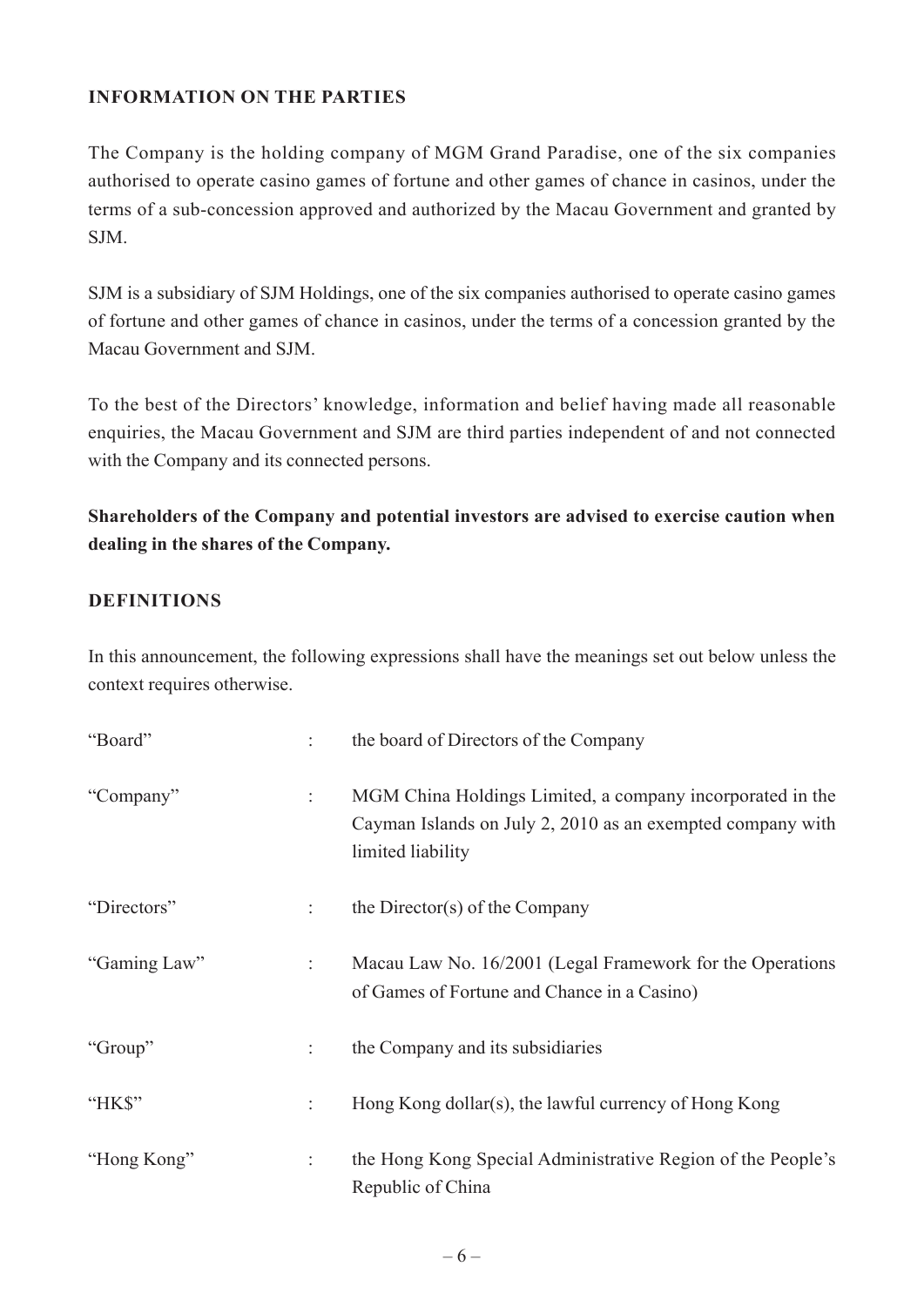## INFORMATION ON THE PARTIES

The Company is the holding company of MGM Grand Paradise, one of the six companies authorised to operate casino games of fortune and other games of chance in casinos, under the terms of a sub-concession approved and authorized by the Macau Government and granted by SJM.

SJM is a subsidiary of SJM Holdings, one of the six companies authorised to operate casino games of fortune and other games of chance in casinos, under the terms of a concession granted by the Macau Government and SJM.

To the best of the Directors' knowledge, information and belief having made all reasonable enquiries, the Macau Government and SJM are third parties independent of and not connected with the Company and its connected persons.

**Shareholders of the Company and potential investors are advised to exercise caution when dealing in the shares of the Company.**

## DEFINITIONS

In this announcement, the following expressions shall have the meanings set out below unless the context requires otherwise.

| | | |
|---|---|---|
| "Board" | : | the board of Directors of the Company |
| "Company" | : | MGM China Holdings Limited, a company incorporated in the Cayman Islands on July 2, 2010 as an exempted company with limited liability |
| "Directors" | : | the Director(s) of the Company |
| "Gaming Law" | : | Macau Law No. 16/2001 (Legal Framework for the Operations of Games of Fortune and Chance in a Casino) |
| "Group" | : | the Company and its subsidiaries |
| "HK$" | : | Hong Kong dollar(s), the lawful currency of Hong Kong |
| "Hong Kong" | : | the Hong Kong Special Administrative Region of the People's Republic of China |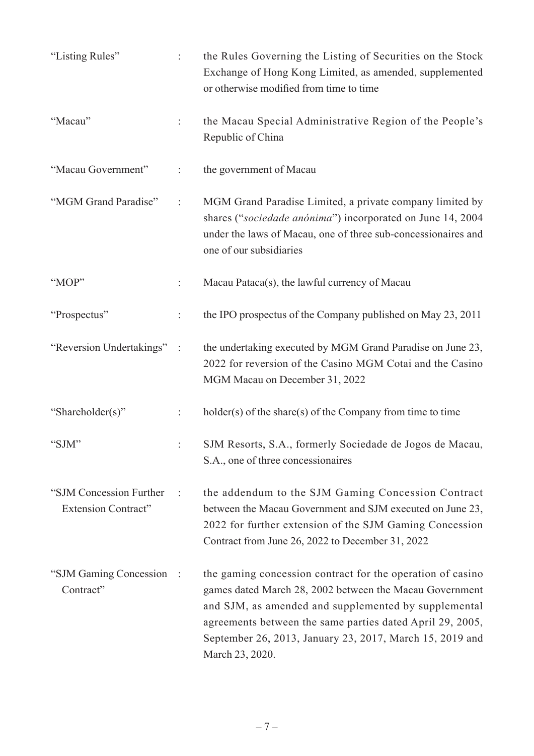| | | |
|---|---|---|
| "Listing Rules" | : | the Rules Governing the Listing of Securities on the Stock Exchange of Hong Kong Limited, as amended, supplemented or otherwise modified from time to time |
| "Macau" | : | the Macau Special Administrative Region of the People's Republic of China |
| "Macau Government" | : | the government of Macau |
| "MGM Grand Paradise" | : | MGM Grand Paradise Limited, a private company limited by shares ("*sociedade anónima*") incorporated on June 14, 2004 under the laws of Macau, one of three sub-concessionaires and one of our subsidiaries |
| "MOP" | : | Macau Pataca(s), the lawful currency of Macau |
| "Prospectus" | : | the IPO prospectus of the Company published on May 23, 2011 |
| "Reversion Undertakings" | : | the undertaking executed by MGM Grand Paradise on June 23, 2022 for reversion of the Casino MGM Cotai and the Casino MGM Macau on December 31, 2022 |
| "Shareholder(s)" | : | holder(s) of the share(s) of the Company from time to time |
| "SJM" | : | SJM Resorts, S.A., formerly Sociedade de Jogos de Macau, S.A., one of three concessionaires |
| "SJM Concession Further Extension Contract" | : | the addendum to the SJM Gaming Concession Contract between the Macau Government and SJM executed on June 23, 2022 for further extension of the SJM Gaming Concession Contract from June 26, 2022 to December 31, 2022 |
| "SJM Gaming Concession Contract" | : | the gaming concession contract for the operation of casino games dated March 28, 2002 between the Macau Government and SJM, as amended and supplemented by supplemental agreements between the same parties dated April 29, 2005, September 26, 2013, January 23, 2017, March 15, 2019 and March 23, 2020. |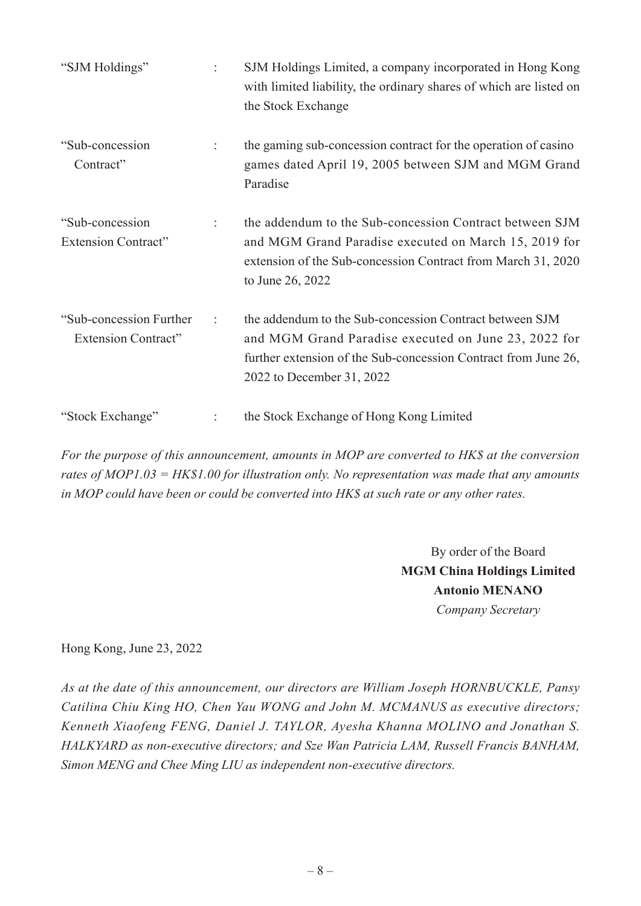| | | |
|---|---|---|
| "SJM Holdings" | : | SJM Holdings Limited, a company incorporated in Hong Kong with limited liability, the ordinary shares of which are listed on the Stock Exchange |
| "Sub-concession Contract" | : | the gaming sub-concession contract for the operation of casino games dated April 19, 2005 between SJM and MGM Grand Paradise |
| "Sub-concession Extension Contract" | : | the addendum to the Sub-concession Contract between SJM and MGM Grand Paradise executed on March 15, 2019 for extension of the Sub-concession Contract from March 31, 2020 to June 26, 2022 |
| "Sub-concession Further Extension Contract" | : | the addendum to the Sub-concession Contract between SJM and MGM Grand Paradise executed on June 23, 2022 for further extension of the Sub-concession Contract from June 26, 2022 to December 31, 2022 |
| "Stock Exchange" | : | the Stock Exchange of Hong Kong Limited |

*For the purpose of this announcement, amounts in MOP are converted to HK$ at the conversion rates of MOP1.03 = HK$1.00 for illustration only. No representation was made that any amounts in MOP could have been or could be converted into HK$ at such rate or any other rates.*

By order of the Board
**MGM China Holdings Limited**
**Antonio MENANO**
*Company Secretary*

Hong Kong, June 23, 2022

*As at the date of this announcement, our directors are William Joseph HORNBUCKLE, Pansy Catilina Chiu King HO, Chen Yau WONG and John M. MCMANUS as executive directors; Kenneth Xiaofeng FENG, Daniel J. TAYLOR, Ayesha Khanna MOLINO and Jonathan S. HALKYARD as non-executive directors; and Sze Wan Patricia LAM, Russell Francis BANHAM, Simon MENG and Chee Ming LIU as independent non-executive directors.*